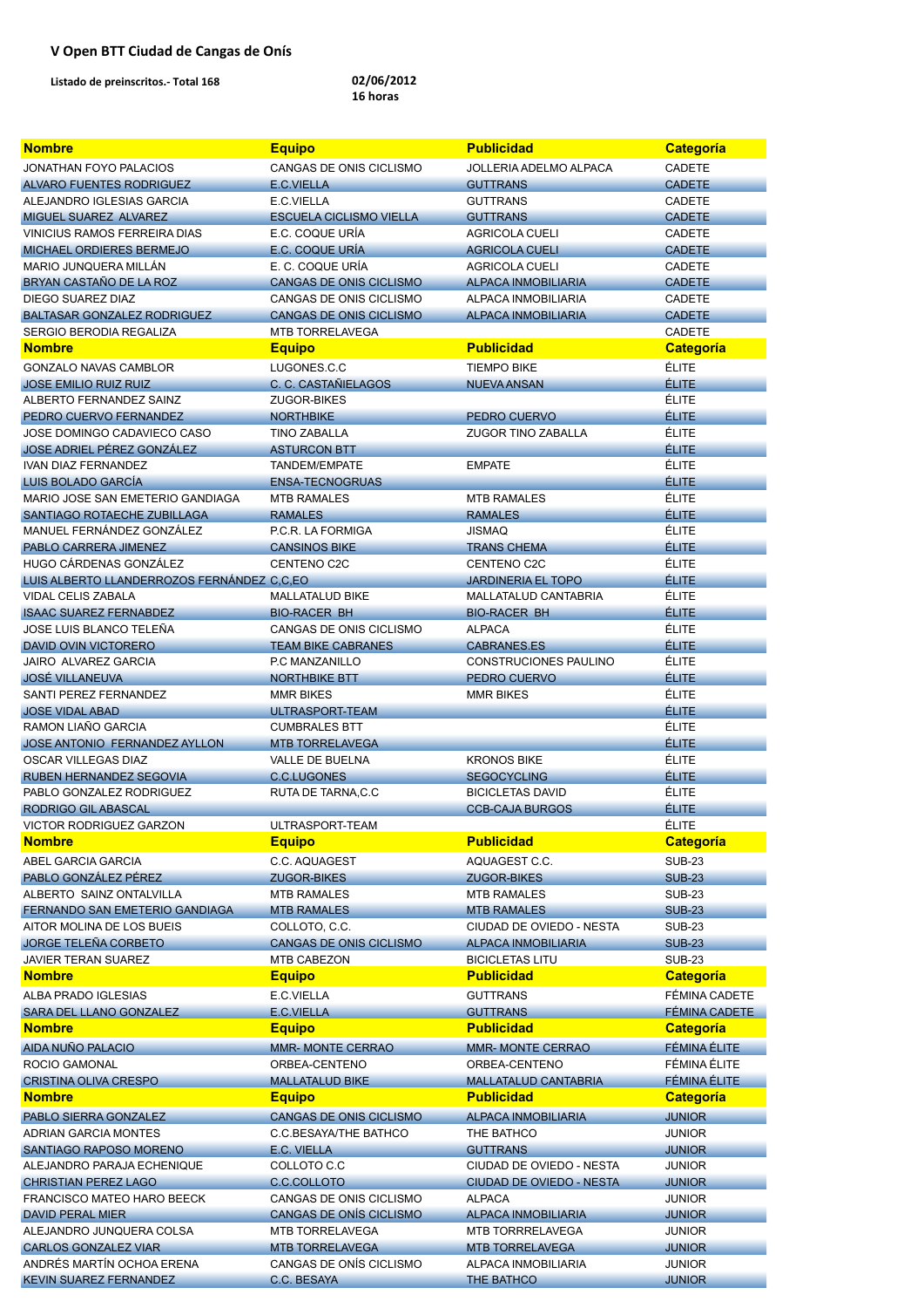# V Open BTT Ciudad de Cangas de Onís

**Listado de preinscritos.- Total 168** **02/06/2012**
**16 horas**

| Nombre | Equipo | Publicidad | Categoría |
|---|---|---|---|
| JONATHAN FOYO PALACIOS | CANGAS DE ONIS CICLISMO | JOLLERIA ADELMO ALPACA | CADETE |
| ALVARO FUENTES RODRIGUEZ | E.C.VIELLA | GUTTRANS | CADETE |
| ALEJANDRO IGLESIAS GARCIA | E.C.VIELLA | GUTTRANS | CADETE |
| MIGUEL SUAREZ ALVAREZ | ESCUELA CICLISMO VIELLA | GUTTRANS | CADETE |
| VINICIUS RAMOS FERREIRA DIAS | E.C. COQUE URÍA | AGRICOLA CUELI | CADETE |
| MICHAEL ORDIERES BERMEJO | E.C. COQUE URÍA | AGRICOLA CUELI | CADETE |
| MARIO JUNQUERA MILLÁN | E. C. COQUE URÍA | AGRICOLA CUELI | CADETE |
| BRYAN CASTAÑO DE LA ROZ | CANGAS DE ONIS CICLISMO | ALPACA INMOBILIARIA | CADETE |
| DIEGO SUAREZ DIAZ | CANGAS DE ONIS CICLISMO | ALPACA INMOBILIARIA | CADETE |
| BALTASAR GONZALEZ RODRIGUEZ | CANGAS DE ONIS CICLISMO | ALPACA INMOBILIARIA | CADETE |
| SERGIO BERODIA REGALIZA | MTB TORRELAVEGA | | CADETE |
| **Nombre** | **Equipo** | **Publicidad** | **Categoría** |
| GONZALO NAVAS CAMBLOR | LUGONES.C.C | TIEMPO BIKE | ÉLITE |
| JOSE EMILIO RUIZ RUIZ | C. C. CASTAÑIELAGOS | NUEVA ANSAN | ÉLITE |
| ALBERTO FERNANDEZ SAINZ | ZUGOR-BIKES | | ÉLITE |
| PEDRO CUERVO FERNANDEZ | NORTHBIKE | PEDRO CUERVO | ÉLITE |
| JOSE DOMINGO CADAVIECO CASO | TINO ZABALLA | ZUGOR TINO ZABALLA | ÉLITE |
| JOSE ADRIEL PÉREZ GONZÁLEZ | ASTURCON BTT | | ÉLITE |
| IVAN DIAZ FERNANDEZ | TANDEM/EMPATE | EMPATE | ÉLITE |
| LUIS BOLADO GARCÍA | ENSA-TECNOGRUAS | | ÉLITE |
| MARIO JOSE SAN EMETERIO GANDIAGA | MTB RAMALES | MTB RAMALES | ÉLITE |
| SANTIAGO ROTAECHE ZUBILLAGA | RAMALES | RAMALES | ÉLITE |
| MANUEL FERNÁNDEZ GONZÁLEZ | P.C.R. LA FORMIGA | JISMAQ | ÉLITE |
| PABLO CARRERA JIMENEZ | CANSINOS BIKE | TRANS CHEMA | ÉLITE |
| HUGO CÁRDENAS GONZÁLEZ | CENTENO C2C | CENTENO C2C | ÉLITE |
| LUIS ALBERTO LLANDERROZOS FERNÁNDEZ | C,C,EO | JARDINERIA EL TOPO | ÉLITE |
| VIDAL CELIS ZABALA | MALLATALUD BIKE | MALLATALUD CANTABRIA | ÉLITE |
| ISAAC SUAREZ FERNABDEZ | BIO-RACER BH | BIO-RACER BH | ÉLITE |
| JOSE LUIS BLANCO TELEÑA | CANGAS DE ONIS CICLISMO | ALPACA | ÉLITE |
| DAVID OVIN VICTORERO | TEAM BIKE CABRANES | CABRANES.ES | ÉLITE |
| JAIRO ALVAREZ GARCIA | P.C MANZANILLO | CONSTRUCIONES PAULINO | ÉLITE |
| JOSÉ VILLANEUVA | NORTHBIKE BTT | PEDRO CUERVO | ÉLITE |
| SANTI PEREZ FERNANDEZ | MMR BIKES | MMR BIKES | ÉLITE |
| JOSE VIDAL ABAD | ULTRASPORT-TEAM | | ÉLITE |
| RAMON LIAÑO GARCIA | CUMBRALES BTT | | ÉLITE |
| JOSE ANTONIO FERNANDEZ AYLLON | MTB TORRELAVEGA | | ÉLITE |
| OSCAR VILLEGAS DIAZ | VALLE DE BUELNA | KRONOS BIKE | ÉLITE |
| RUBEN HERNANDEZ SEGOVIA | C.C.LUGONES | SEGOCYCLING | ÉLITE |
| PABLO GONZALEZ RODRIGUEZ | RUTA DE TARNA,C.C | BICICLETAS DAVID | ÉLITE |
| RODRIGO GIL ABASCAL | | CCB-CAJA BURGOS | ÉLITE |
| VICTOR RODRIGUEZ GARZON | ULTRASPORT-TEAM | | ÉLITE |
| **Nombre** | **Equipo** | **Publicidad** | **Categoría** |
| ABEL GARCIA GARCIA | C.C. AQUAGEST | AQUAGEST C.C. | SUB-23 |
| PABLO GONZÁLEZ PÉREZ | ZUGOR-BIKES | ZUGOR-BIKES | SUB-23 |
| ALBERTO SAINZ ONTALVILLA | MTB RAMALES | MTB RAMALES | SUB-23 |
| FERNANDO SAN EMETERIO GANDIAGA | MTB RAMALES | MTB RAMALES | SUB-23 |
| AITOR MOLINA DE LOS BUEIS | COLLOTO, C.C. | CIUDAD DE OVIEDO - NESTA | SUB-23 |
| JORGE TELEÑA CORBETO | CANGAS DE ONIS CICLISMO | ALPACA INMOBILIARIA | SUB-23 |
| JAVIER TERAN SUAREZ | MTB CABEZON | BICICLETAS LITU | SUB-23 |
| **Nombre** | **Equipo** | **Publicidad** | **Categoría** |
| ALBA PRADO IGLESIAS | E.C.VIELLA | GUTTRANS | FÉMINA CADETE |
| SARA DEL LLANO GONZALEZ | E.C.VIELLA | GUTTRANS | FÉMINA CADETE |
| **Nombre** | **Equipo** | **Publicidad** | **Categoría** |
| AIDA NUÑO PALACIO | MMR- MONTE CERRAO | MMR- MONTE CERRAO | FÉMINA ÉLITE |
| ROCIO GAMONAL | ORBEA-CENTENO | ORBEA-CENTENO | FÉMINA ÉLITE |
| CRISTINA OLIVA CRESPO | MALLATALUD BIKE | MALLATALUD CANTABRIA | FÉMINA ÉLITE |
| **Nombre** | **Equipo** | **Publicidad** | **Categoría** |
| PABLO SIERRA GONZALEZ | CANGAS DE ONIS CICLISMO | ALPACA INMOBILIARIA | JUNIOR |
| ADRIAN GARCIA MONTES | C.C.BESAYA/THE BATHCO | THE BATHCO | JUNIOR |
| SANTIAGO RAPOSO MORENO | E.C. VIELLA | GUTTRANS | JUNIOR |
| ALEJANDRO PARAJA ECHENIQUE | COLLOTO C.C | CIUDAD DE OVIEDO - NESTA | JUNIOR |
| CHRISTIAN PEREZ LAGO | C.C.COLLOTO | CIUDAD DE OVIEDO - NESTA | JUNIOR |
| FRANCISCO MATEO HARO BEECK | CANGAS DE ONIS CICLISMO | ALPACA | JUNIOR |
| DAVID PERAL MIER | CANGAS DE ONÍS CICLISMO | ALPACA INMOBILIARIA | JUNIOR |
| ALEJANDRO JUNQUERA COLSA | MTB TORRELAVEGA | MTB TORRRELAVEGA | JUNIOR |
| CARLOS GONZALEZ VIAR | MTB TORRELAVEGA | MTB TORRELAVEGA | JUNIOR |
| ANDRÉS MARTÍN OCHOA ERENA | CANGAS DE ONÍS CICLISMO | ALPACA INMOBILIARIA | JUNIOR |
| KEVIN SUAREZ FERNANDEZ | C.C. BESAYA | THE BATHCO | JUNIOR |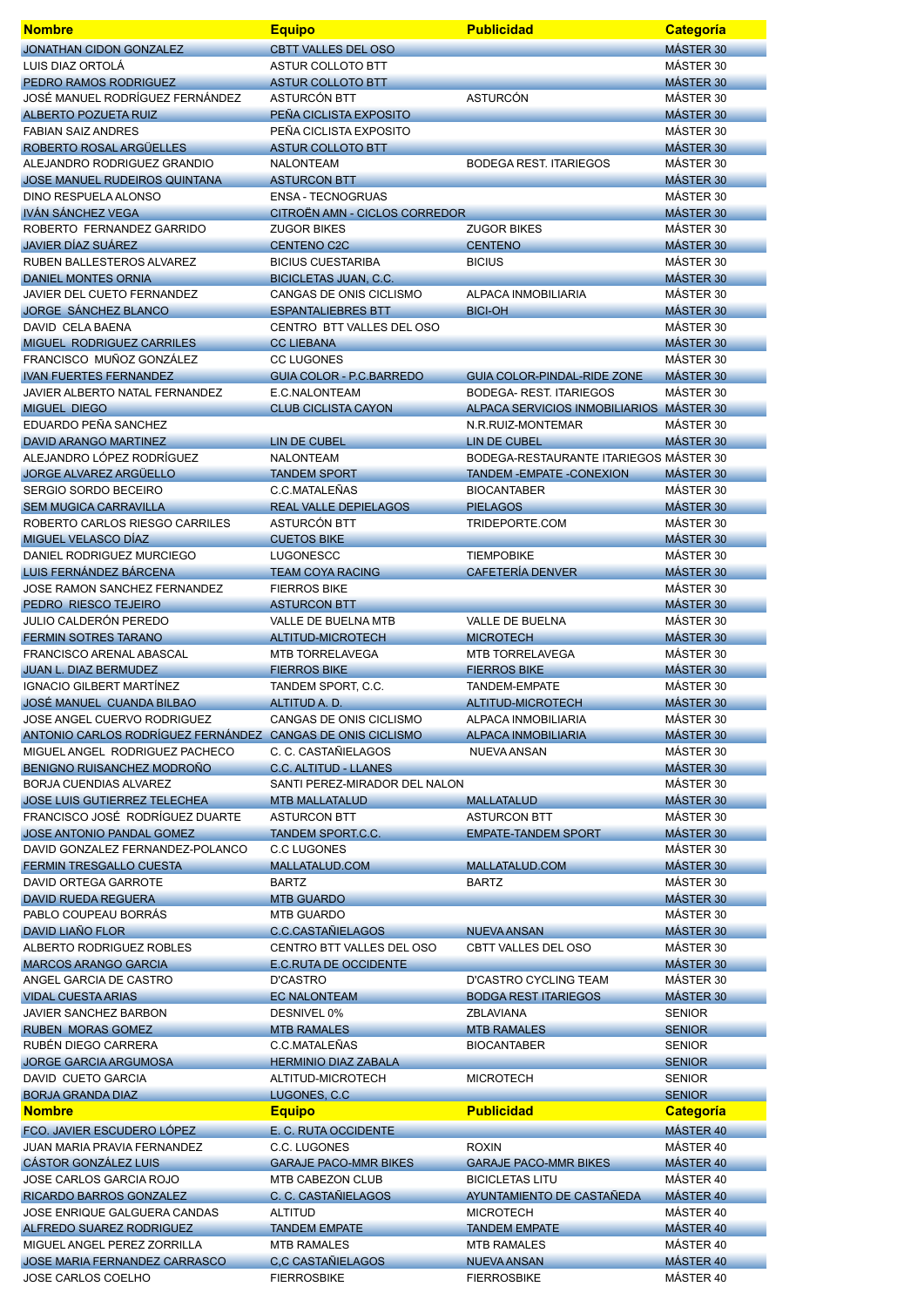| Nombre | Equipo | Publicidad | Categoría |
|---|---|---|---|
| JONATHAN CIDON GONZALEZ | CBTT VALLES DEL OSO | | MÁSTER 30 |
| LUIS DIAZ ORTOLÁ | ASTUR COLLOTO BTT | | MÁSTER 30 |
| PEDRO RAMOS RODRIGUEZ | ASTUR COLLOTO BTT | | MÁSTER 30 |
| JOSÉ MANUEL RODRÍGUEZ FERNÁNDEZ | ASTURCÓN BTT | ASTURCÓN | MÁSTER 30 |
| ALBERTO POZUETA RUIZ | PEÑA CICLISTA EXPOSITO | | MÁSTER 30 |
| FABIAN SAIZ ANDRES | PEÑA CICLISTA EXPOSITO | | MÁSTER 30 |
| ROBERTO ROSAL ARGÜELLES | ASTUR COLLOTO BTT | | MÁSTER 30 |
| ALEJANDRO RODRIGUEZ GRANDIO | NALONTEAM | BODEGA REST. ITARIEGOS | MÁSTER 30 |
| JOSE MANUEL RUDEIROS QUINTANA | ASTURCON BTT | | MÁSTER 30 |
| DINO RESPUELA ALONSO | ENSA - TECNOGRUAS | | MÁSTER 30 |
| IVÁN SÁNCHEZ VEGA | CITROËN AMN - CICLOS CORREDOR | | MÁSTER 30 |
| ROBERTO FERNANDEZ GARRIDO | ZUGOR BIKES | ZUGOR BIKES | MÁSTER 30 |
| JAVIER DÍAZ SUÁREZ | CENTENO C2C | CENTENO | MÁSTER 30 |
| RUBEN BALLESTEROS ALVAREZ | BICIUS CUESTARIBA | BICIUS | MÁSTER 30 |
| DANIEL MONTES ORNIA | BICICLETAS JUAN, C.C. | | MÁSTER 30 |
| JAVIER DEL CUETO FERNANDEZ | CANGAS DE ONIS CICLISMO | ALPACA INMOBILIARIA | MÁSTER 30 |
| JORGE SÁNCHEZ BLANCO | ESPANTALIEBRES BTT | BICI-OH | MÁSTER 30 |
| DAVID CELA BAENA | CENTRO BTT VALLES DEL OSO | | MÁSTER 30 |
| MIGUEL RODRIGUEZ CARRILES | CC LIEBANA | | MÁSTER 30 |
| FRANCISCO MUÑOZ GONZÁLEZ | CC LUGONES | | MÁSTER 30 |
| IVAN FUERTES FERNANDEZ | GUIA COLOR - P.C.BARREDO | GUIA COLOR-PINDAL-RIDE ZONE | MÁSTER 30 |
| JAVIER ALBERTO NATAL FERNANDEZ | E.C.NALONTEAM | BODEGA- REST. ITARIEGOS | MÁSTER 30 |
| MIGUEL DIEGO | CLUB CICLISTA CAYON | ALPACA SERVICIOS INMOBILIARIOS | MÁSTER 30 |
| EDUARDO PEÑA SANCHEZ | | N.R.RUIZ-MONTEMAR | MÁSTER 30 |
| DAVID ARANGO MARTINEZ | LIN DE CUBEL | LIN DE CUBEL | MÁSTER 30 |
| ALEJANDRO LÓPEZ RODRÍGUEZ | NALONTEAM | BODEGA-RESTAURANTE ITARIEGOS | MÁSTER 30 |
| JORGE ALVAREZ ARGÜELLO | TANDEM SPORT | TANDEM -EMPATE -CONEXION | MÁSTER 30 |
| SERGIO SORDO BECEIRO | C.C.MATALEÑAS | BIOCANTABER | MÁSTER 30 |
| SEM MUGICA CARRAVILLA | REAL VALLE DEPIELAGOS | PIELAGOS | MÁSTER 30 |
| ROBERTO CARLOS RIESGO CARRILES | ASTURCÓN BTT | TRIDEPORTE.COM | MÁSTER 30 |
| MIGUEL VELASCO DÍAZ | CUETOS BIKE | | MÁSTER 30 |
| DANIEL RODRIGUEZ MURCIEGO | LUGONESCC | TIEMPOBIKE | MÁSTER 30 |
| LUIS FERNÁNDEZ BÁRCENA | TEAM COYA RACING | CAFETERÍA DENVER | MÁSTER 30 |
| JOSE RAMON SANCHEZ FERNANDEZ | FIERROS BIKE | | MÁSTER 30 |
| PEDRO RIESCO TEJEIRO | ASTURCON BTT | | MÁSTER 30 |
| JULIO CALDERÓN PEREDO | VALLE DE BUELNA MTB | VALLE DE BUELNA | MÁSTER 30 |
| FERMIN SOTRES TARANO | ALTITUD-MICROTECH | MICROTECH | MÁSTER 30 |
| FRANCISCO ARENAL ABASCAL | MTB TORRELAVEGA | MTB TORRELAVEGA | MÁSTER 30 |
| JUAN L. DIAZ BERMUDEZ | FIERROS BIKE | FIERROS BIKE | MÁSTER 30 |
| IGNACIO GILBERT MARTÍNEZ | TANDEM SPORT, C.C. | TANDEM-EMPATE | MÁSTER 30 |
| JOSÉ MANUEL CUANDA BILBAO | ALTITUD A. D. | ALTITUD-MICROTECH | MÁSTER 30 |
| JOSE ANGEL CUERVO RODRIGUEZ | CANGAS DE ONIS CICLISMO | ALPACA INMOBILIARIA | MÁSTER 30 |
| ANTONIO CARLOS RODRÍGUEZ FERNÁNDEZ | CANGAS DE ONIS CICLISMO | ALPACA INMOBILIARIA | MÁSTER 30 |
| MIGUEL ANGEL RODRIGUEZ PACHECO | C. C. CASTAÑIELAGOS | NUEVA ANSAN | MÁSTER 30 |
| BENIGNO RUISANCHEZ MODROÑO | C.C. ALTITUD - LLANES | | MÁSTER 30 |
| BORJA CUENDIAS ALVAREZ | SANTI PEREZ-MIRADOR DEL NALON | | MÁSTER 30 |
| JOSE LUIS GUTIERREZ TELECHEA | MTB MALLATALUD | MALLATALUD | MÁSTER 30 |
| FRANCISCO JOSÉ RODRÍGUEZ DUARTE | ASTURCON BTT | ASTURCON BTT | MÁSTER 30 |
| JOSE ANTONIO PANDAL GOMEZ | TANDEM SPORT.C.C. | EMPATE-TANDEM SPORT | MÁSTER 30 |
| DAVID GONZALEZ FERNANDEZ-POLANCO | C.C LUGONES | | MÁSTER 30 |
| FERMIN TRESGALLO CUESTA | MALLATALUD.COM | MALLATALUD.COM | MÁSTER 30 |
| DAVID ORTEGA GARROTE | BARTZ | BARTZ | MÁSTER 30 |
| DAVID RUEDA REGUERA | MTB GUARDO | | MÁSTER 30 |
| PABLO COUPEAU BORRÁS | MTB GUARDO | | MÁSTER 30 |
| DAVID LIAÑO FLOR | C.C.CASTAÑIELAGOS | NUEVA ANSAN | MÁSTER 30 |
| ALBERTO RODRIGUEZ ROBLES | CENTRO BTT VALLES DEL OSO | CBTT VALLES DEL OSO | MÁSTER 30 |
| MARCOS ARANGO GARCIA | E.C.RUTA DE OCCIDENTE | | MÁSTER 30 |
| ANGEL GARCIA DE CASTRO | D'CASTRO | D'CASTRO CYCLING TEAM | MÁSTER 30 |
| VIDAL CUESTA ARIAS | EC NALONTEAM | BODGA REST ITARIEGOS | MÁSTER 30 |
| JAVIER SANCHEZ BARBON | DESNIVEL 0% | ZBLAVIANA | SENIOR |
| RUBEN MORAS GOMEZ | MTB RAMALES | MTB RAMALES | SENIOR |
| RUBÉN DIEGO CARRERA | C.C.MATALEÑAS | BIOCANTABER | SENIOR |
| JORGE GARCIA ARGUMOSA | HERMINIO DIAZ ZABALA | | SENIOR |
| DAVID CUETO GARCIA | ALTITUD-MICROTECH | MICROTECH | SENIOR |
| BORJA GRANDA DIAZ | LUGONES, C.C | | SENIOR |

| Nombre | Equipo | Publicidad | Categoría |
|---|---|---|---|
| FCO. JAVIER ESCUDERO LÓPEZ | E. C. RUTA OCCIDENTE | | MÁSTER 40 |
| JUAN MARIA PRAVIA FERNANDEZ | C.C. LUGONES | ROXIN | MÁSTER 40 |
| CÁSTOR GONZÁLEZ LUIS | GARAJE PACO-MMR BIKES | GARAJE PACO-MMR BIKES | MÁSTER 40 |
| JOSE CARLOS GARCIA ROJO | MTB CABEZON CLUB | BICICLETAS LITU | MÁSTER 40 |
| RICARDO BARROS GONZALEZ | C. C. CASTAÑIELAGOS | AYUNTAMIENTO DE CASTAÑEDA | MÁSTER 40 |
| JOSE ENRIQUE GALGUERA CANDAS | ALTITUD | MICROTECH | MÁSTER 40 |
| ALFREDO SUAREZ RODRIGUEZ | TANDEM EMPATE | TANDEM EMPATE | MÁSTER 40 |
| MIGUEL ANGEL PEREZ ZORRILLA | MTB RAMALES | MTB RAMALES | MÁSTER 40 |
| JOSE MARIA FERNANDEZ CARRASCO | C,C CASTAÑIELAGOS | NUEVA ANSAN | MÁSTER 40 |
| JOSE CARLOS COELHO | FIERROSBIKE | FIERROSBIKE | MÁSTER 40 |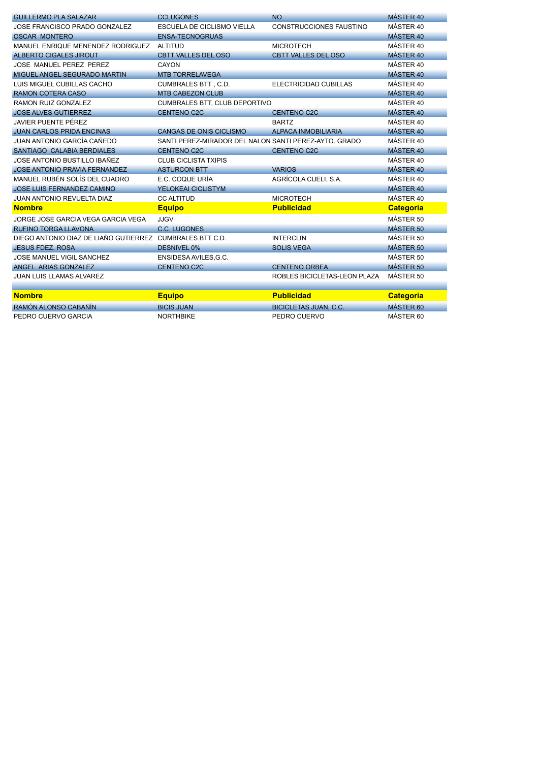| | | | |
|---|---|---|---|
| GUILLERMO PLA SALAZAR | CCLUGONES | NO | MÁSTER 40 |
| JOSE FRANCISCO PRADO GONZALEZ | ESCUELA DE CICLISMO VIELLA | CONSTRUCCIONES FAUSTINO | MÁSTER 40 |
| OSCAR MONTERO | ENSA-TECNOGRUAS | | MÁSTER 40 |
| MANUEL ENRIQUE MENENDEZ RODRIGUEZ | ALTITUD | MICROTECH | MÁSTER 40 |
| ALBERTO CIGALES JIROUT | CBTT VALLES DEL OSO | CBTT VALLES DEL OSO | MÁSTER 40 |
| JOSE MANUEL PEREZ PEREZ | CAYON | | MÁSTER 40 |
| MIGUEL ANGEL SEGURADO MARTIN | MTB TORRELAVEGA | | MÁSTER 40 |
| LUIS MIGUEL CUBILLAS CACHO | CUMBRALES BTT , C.D. | ELECTRICIDAD CUBILLAS | MÁSTER 40 |
| RAMON COTERA CASO | MTB CABEZON CLUB | | MÁSTER 40 |
| RAMON RUIZ GONZALEZ | CUMBRALES BTT, CLUB DEPORTIVO | | MÁSTER 40 |
| JOSE ALVES GUTIERREZ | CENTENO C2C | CENTENO C2C | MÁSTER 40 |
| JAVIER PUENTE PÉREZ | | BARTZ | MÁSTER 40 |
| JUAN CARLOS PRIDA ENCINAS | CANGAS DE ONIS CICLISMO | ALPACA INMOBILIARIA | MÁSTER 40 |
| JUAN ANTONIO GARCÍA CAÑEDO | SANTI PEREZ-MIRADOR DEL NALON | SANTI PEREZ-AYTO. GRADO | MÁSTER 40 |
| SANTIAGO CALABIA BERDIALES | CENTENO C2C | CENTENO C2C | MÁSTER 40 |
| JOSE ANTONIO BUSTILLO IBAÑEZ | CLUB CICLISTA TXIPIS | | MÁSTER 40 |
| JOSE ANTONIO PRAVIA FERNANDEZ | ASTURCON BTT | VARIOS | MÁSTER 40 |
| MANUEL RUBÉN SOLÍS DEL CUADRO | E.C. COQUE URÍA | AGRÍCOLA CUELI, S.A. | MÁSTER 40 |
| JOSE LUIS FERNANDEZ CAMINO | YELOKEAI CICLISTYM | | MÁSTER 40 |
| JUAN ANTONIO REVUELTA DIAZ | CC ALTITUD | MICROTECH | MÁSTER 40 |

| **Nombre** | **Equipo** | **Publicidad** | **Categoría** |
|---|---|---|---|
| JORGE JOSE GARCIA VEGA GARCIA VEGA | JJGV | | MÁSTER 50 |
| RUFINO TORGA LLAVONA | C.C. LUGONES | | MÁSTER 50 |
| DIEGO ANTONIO DIAZ DE LIAÑO GUTIERREZ | CUMBRALES BTT C.D. | INTERCLIN | MÁSTER 50 |
| JESUS FDEZ. ROSA | DESNIVEL 0% | SOLIS VEGA | MÁSTER 50 |
| JOSE MANUEL VIGIL SANCHEZ | ENSIDESA AVILES,G.C. | | MÁSTER 50 |
| ANGEL ARIAS GONZALEZ | CENTENO C2C | CENTENO ORBEA | MÁSTER 50 |
| JUAN LUIS LLAMAS ALVAREZ | | ROBLES BICICLETAS-LEON PLAZA | MÁSTER 50 |

| **Nombre** | **Equipo** | **Publicidad** | **Categoría** |
|---|---|---|---|
| RAMÓN ALONSO CABAÑÍN | BICIS JUAN | BICICLETAS JUAN, C.C. | MÁSTER 60 |
| PEDRO CUERVO GARCIA | NORTHBIKE | PEDRO CUERVO | MÁSTER 60 |